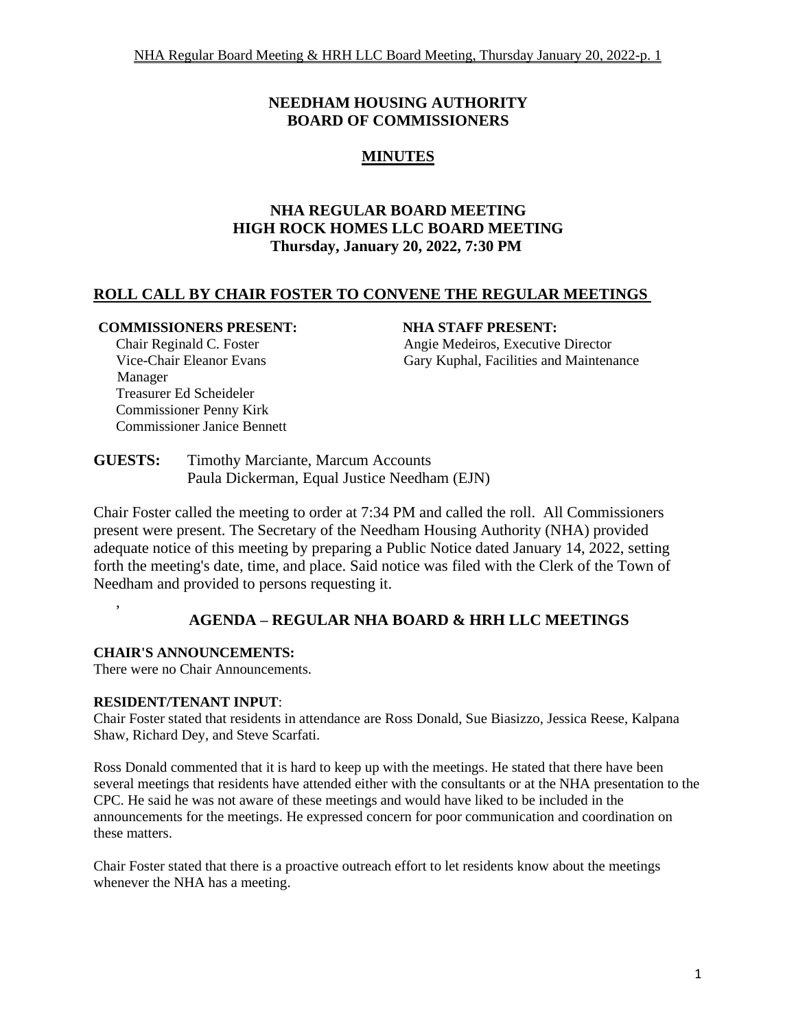# NEEDHAM HOUSING AUTHORITY
# BOARD OF COMMISSIONERS

## MINUTES

### NHA REGULAR BOARD MEETING
### HIGH ROCK HOMES LLC BOARD MEETING
### Thursday, January 20, 2022, 7:30 PM

## ROLL CALL BY CHAIR FOSTER TO CONVENE THE REGULAR MEETINGS

**COMMISSIONERS PRESENT:**

Chair Reginald C. Foster
Vice-Chair Eleanor Evans
Treasurer Ed Scheideler
Commissioner Penny Kirk
Commissioner Janice Bennett

**NHA STAFF PRESENT:**

Angie Medeiros, Executive Director
Gary Kuphal, Facilities and Maintenance Manager

**GUESTS:** Timothy Marciante, Marcum Accounts
Paula Dickerman, Equal Justice Needham (EJN)

Chair Foster called the meeting to order at 7:34 PM and called the roll. All Commissioners present were present. The Secretary of the Needham Housing Authority (NHA) provided adequate notice of this meeting by preparing a Public Notice dated January 14, 2022, setting forth the meeting's date, time, and place. Said notice was filed with the Clerk of the Town of Needham and provided to persons requesting it.

,

## AGENDA – REGULAR NHA BOARD & HRH LLC MEETINGS

**CHAIR'S ANNOUNCEMENTS:**
There were no Chair Announcements.

**RESIDENT/TENANT INPUT**:
Chair Foster stated that residents in attendance are Ross Donald, Sue Biasizzo, Jessica Reese, Kalpana Shaw, Richard Dey, and Steve Scarfati.

Ross Donald commented that it is hard to keep up with the meetings. He stated that there have been several meetings that residents have attended either with the consultants or at the NHA presentation to the CPC. He said he was not aware of these meetings and would have liked to be included in the announcements for the meetings. He expressed concern for poor communication and coordination on these matters.

Chair Foster stated that there is a proactive outreach effort to let residents know about the meetings whenever the NHA has a meeting.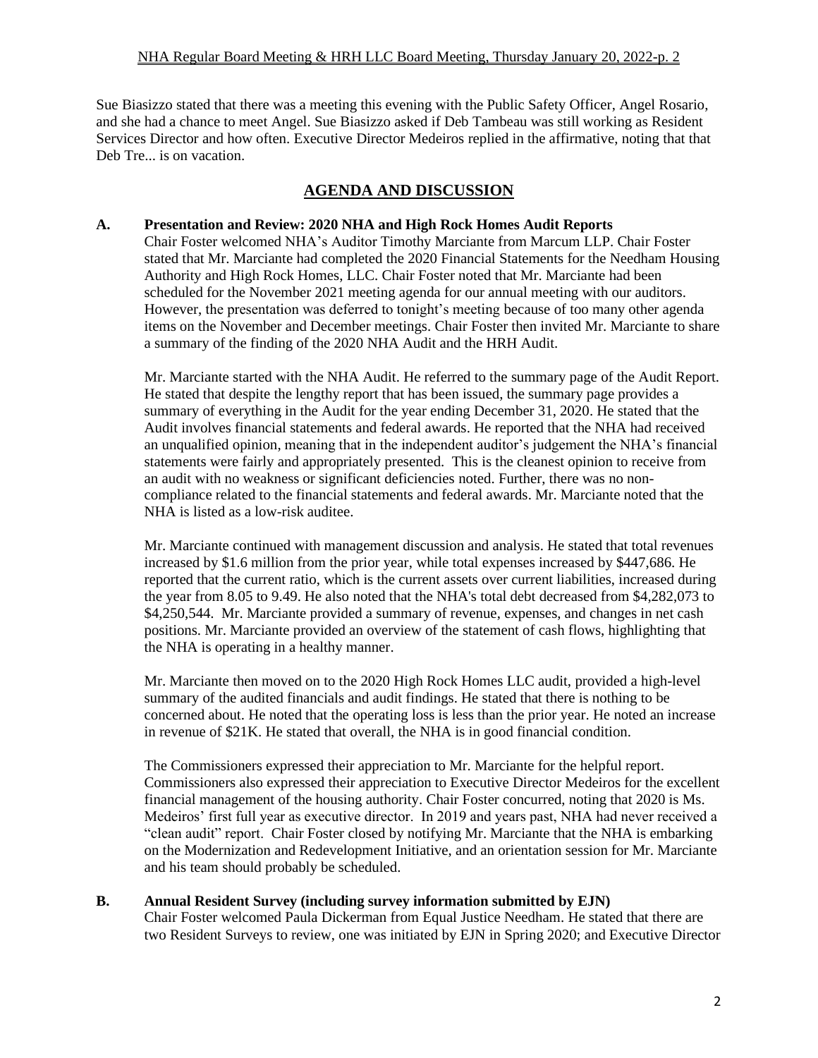Sue Biasizzo stated that there was a meeting this evening with the Public Safety Officer, Angel Rosario, and she had a chance to meet Angel. Sue Biasizzo asked if Deb Tambeau was still working as Resident Services Director and how often. Executive Director Medeiros replied in the affirmative, noting that that Deb Tre... is on vacation.

## AGENDA AND DISCUSSION

**A. Presentation and Review: 2020 NHA and High Rock Homes Audit Reports**

Chair Foster welcomed NHA's Auditor Timothy Marciante from Marcum LLP. Chair Foster stated that Mr. Marciante had completed the 2020 Financial Statements for the Needham Housing Authority and High Rock Homes, LLC. Chair Foster noted that Mr. Marciante had been scheduled for the November 2021 meeting agenda for our annual meeting with our auditors. However, the presentation was deferred to tonight's meeting because of too many other agenda items on the November and December meetings. Chair Foster then invited Mr. Marciante to share a summary of the finding of the 2020 NHA Audit and the HRH Audit.

Mr. Marciante started with the NHA Audit. He referred to the summary page of the Audit Report. He stated that despite the lengthy report that has been issued, the summary page provides a summary of everything in the Audit for the year ending December 31, 2020. He stated that the Audit involves financial statements and federal awards. He reported that the NHA had received an unqualified opinion, meaning that in the independent auditor's judgement the NHA's financial statements were fairly and appropriately presented. This is the cleanest opinion to receive from an audit with no weakness or significant deficiencies noted. Further, there was no non-compliance related to the financial statements and federal awards. Mr. Marciante noted that the NHA is listed as a low-risk auditee.

Mr. Marciante continued with management discussion and analysis. He stated that total revenues increased by $1.6 million from the prior year, while total expenses increased by $447,686. He reported that the current ratio, which is the current assets over current liabilities, increased during the year from 8.05 to 9.49. He also noted that the NHA's total debt decreased from $4,282,073 to $4,250,544. Mr. Marciante provided a summary of revenue, expenses, and changes in net cash positions. Mr. Marciante provided an overview of the statement of cash flows, highlighting that the NHA is operating in a healthy manner.

Mr. Marciante then moved on to the 2020 High Rock Homes LLC audit, provided a high-level summary of the audited financials and audit findings. He stated that there is nothing to be concerned about. He noted that the operating loss is less than the prior year. He noted an increase in revenue of $21K. He stated that overall, the NHA is in good financial condition.

The Commissioners expressed their appreciation to Mr. Marciante for the helpful report. Commissioners also expressed their appreciation to Executive Director Medeiros for the excellent financial management of the housing authority. Chair Foster concurred, noting that 2020 is Ms. Medeiros' first full year as executive director. In 2019 and years past, NHA had never received a "clean audit" report. Chair Foster closed by notifying Mr. Marciante that the NHA is embarking on the Modernization and Redevelopment Initiative, and an orientation session for Mr. Marciante and his team should probably be scheduled.

**B. Annual Resident Survey (including survey information submitted by EJN)**

Chair Foster welcomed Paula Dickerman from Equal Justice Needham. He stated that there are two Resident Surveys to review, one was initiated by EJN in Spring 2020; and Executive Director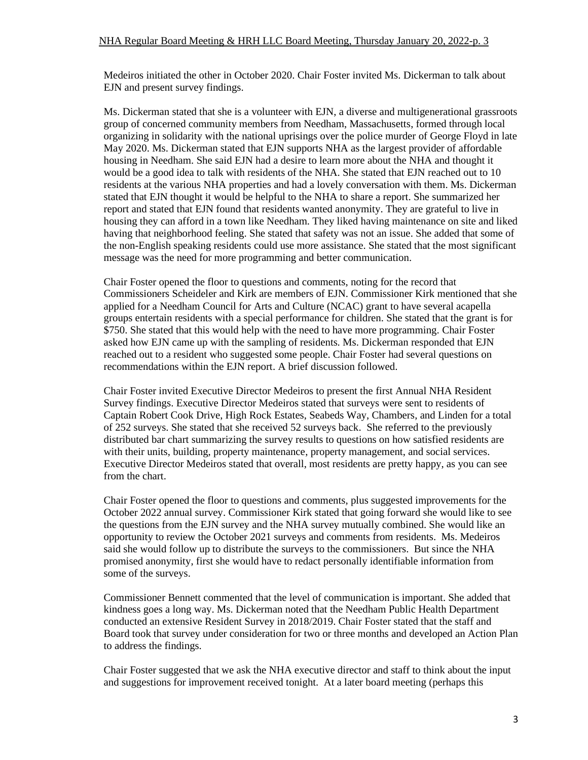Medeiros initiated the other in October 2020. Chair Foster invited Ms. Dickerman to talk about EJN and present survey findings.

Ms. Dickerman stated that she is a volunteer with EJN, a diverse and multigenerational grassroots group of concerned community members from Needham, Massachusetts, formed through local organizing in solidarity with the national uprisings over the police murder of George Floyd in late May 2020. Ms. Dickerman stated that EJN supports NHA as the largest provider of affordable housing in Needham. She said EJN had a desire to learn more about the NHA and thought it would be a good idea to talk with residents of the NHA. She stated that EJN reached out to 10 residents at the various NHA properties and had a lovely conversation with them. Ms. Dickerman stated that EJN thought it would be helpful to the NHA to share a report. She summarized her report and stated that EJN found that residents wanted anonymity. They are grateful to live in housing they can afford in a town like Needham. They liked having maintenance on site and liked having that neighborhood feeling. She stated that safety was not an issue. She added that some of the non-English speaking residents could use more assistance. She stated that the most significant message was the need for more programming and better communication.

Chair Foster opened the floor to questions and comments, noting for the record that Commissioners Scheideler and Kirk are members of EJN. Commissioner Kirk mentioned that she applied for a Needham Council for Arts and Culture (NCAC) grant to have several acapella groups entertain residents with a special performance for children. She stated that the grant is for $750. She stated that this would help with the need to have more programming. Chair Foster asked how EJN came up with the sampling of residents. Ms. Dickerman responded that EJN reached out to a resident who suggested some people. Chair Foster had several questions on recommendations within the EJN report. A brief discussion followed.

Chair Foster invited Executive Director Medeiros to present the first Annual NHA Resident Survey findings. Executive Director Medeiros stated that surveys were sent to residents of Captain Robert Cook Drive, High Rock Estates, Seabeds Way, Chambers, and Linden for a total of 252 surveys. She stated that she received 52 surveys back. She referred to the previously distributed bar chart summarizing the survey results to questions on how satisfied residents are with their units, building, property maintenance, property management, and social services. Executive Director Medeiros stated that overall, most residents are pretty happy, as you can see from the chart.

Chair Foster opened the floor to questions and comments, plus suggested improvements for the October 2022 annual survey. Commissioner Kirk stated that going forward she would like to see the questions from the EJN survey and the NHA survey mutually combined. She would like an opportunity to review the October 2021 surveys and comments from residents. Ms. Medeiros said she would follow up to distribute the surveys to the commissioners. But since the NHA promised anonymity, first she would have to redact personally identifiable information from some of the surveys.

Commissioner Bennett commented that the level of communication is important. She added that kindness goes a long way. Ms. Dickerman noted that the Needham Public Health Department conducted an extensive Resident Survey in 2018/2019. Chair Foster stated that the staff and Board took that survey under consideration for two or three months and developed an Action Plan to address the findings.

Chair Foster suggested that we ask the NHA executive director and staff to think about the input and suggestions for improvement received tonight. At a later board meeting (perhaps this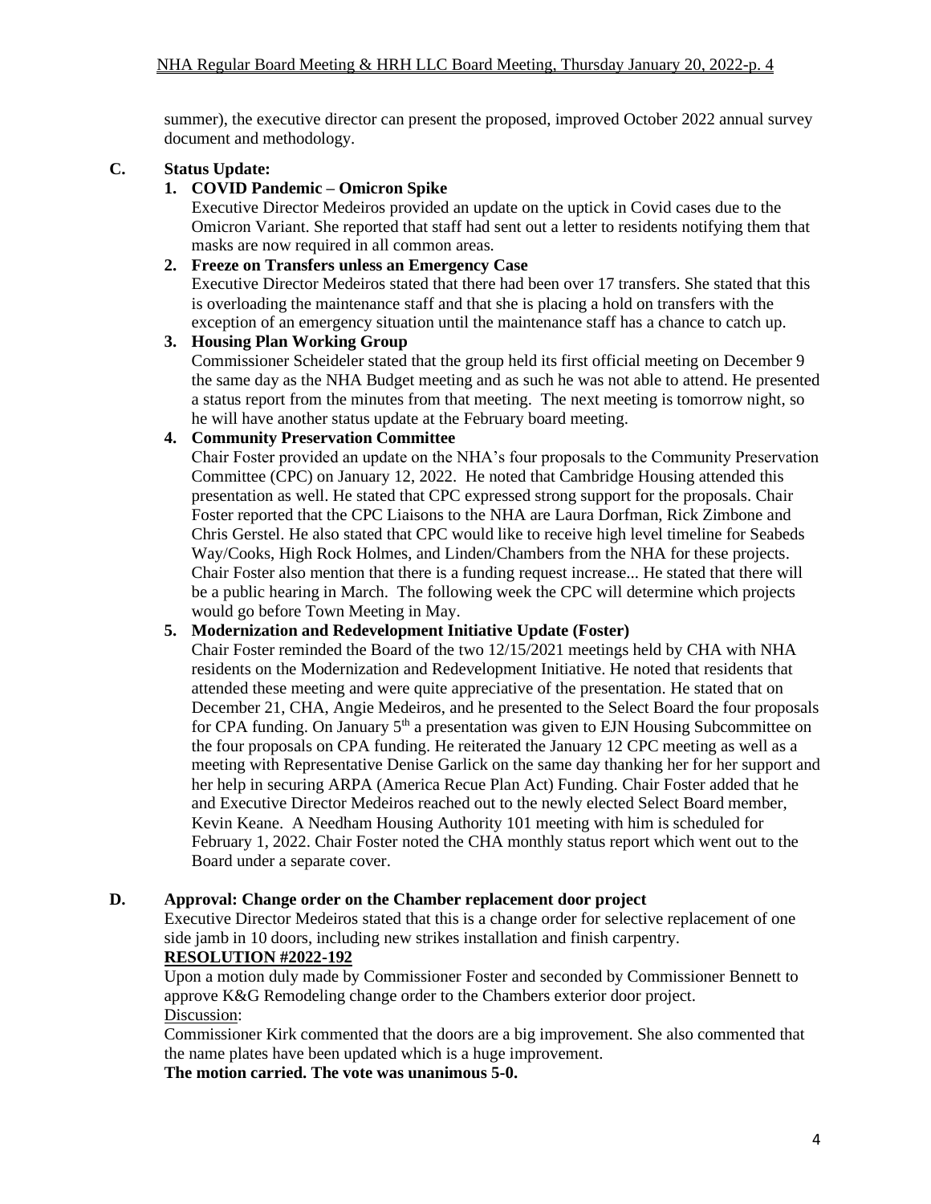summer), the executive director can present the proposed, improved October 2022 annual survey document and methodology.

**C. Status Update:**

**1. COVID Pandemic – Omicron Spike**

Executive Director Medeiros provided an update on the uptick in Covid cases due to the Omicron Variant. She reported that staff had sent out a letter to residents notifying them that masks are now required in all common areas.

**2. Freeze on Transfers unless an Emergency Case**

Executive Director Medeiros stated that there had been over 17 transfers. She stated that this is overloading the maintenance staff and that she is placing a hold on transfers with the exception of an emergency situation until the maintenance staff has a chance to catch up.

**3. Housing Plan Working Group**

Commissioner Scheideler stated that the group held its first official meeting on December 9 the same day as the NHA Budget meeting and as such he was not able to attend. He presented a status report from the minutes from that meeting. The next meeting is tomorrow night, so he will have another status update at the February board meeting.

**4. Community Preservation Committee**

Chair Foster provided an update on the NHA's four proposals to the Community Preservation Committee (CPC) on January 12, 2022. He noted that Cambridge Housing attended this presentation as well. He stated that CPC expressed strong support for the proposals. Chair Foster reported that the CPC Liaisons to the NHA are Laura Dorfman, Rick Zimbone and Chris Gerstel. He also stated that CPC would like to receive high level timeline for Seabeds Way/Cooks, High Rock Holmes, and Linden/Chambers from the NHA for these projects. Chair Foster also mention that there is a funding request increase... He stated that there will be a public hearing in March. The following week the CPC will determine which projects would go before Town Meeting in May.

**5. Modernization and Redevelopment Initiative Update (Foster)**

Chair Foster reminded the Board of the two 12/15/2021 meetings held by CHA with NHA residents on the Modernization and Redevelopment Initiative. He noted that residents that attended these meeting and were quite appreciative of the presentation. He stated that on December 21, CHA, Angie Medeiros, and he presented to the Select Board the four proposals for CPA funding. On January 5th a presentation was given to EJN Housing Subcommittee on the four proposals on CPA funding. He reiterated the January 12 CPC meeting as well as a meeting with Representative Denise Garlick on the same day thanking her for her support and her help in securing ARPA (America Recue Plan Act) Funding. Chair Foster added that he and Executive Director Medeiros reached out to the newly elected Select Board member, Kevin Keane. A Needham Housing Authority 101 meeting with him is scheduled for February 1, 2022. Chair Foster noted the CHA monthly status report which went out to the Board under a separate cover.

**D. Approval: Change order on the Chamber replacement door project**

Executive Director Medeiros stated that this is a change order for selective replacement of one side jamb in 10 doors, including new strikes installation and finish carpentry.

**RESOLUTION #2022-192**

Upon a motion duly made by Commissioner Foster and seconded by Commissioner Bennett to approve K&G Remodeling change order to the Chambers exterior door project.

Discussion:

Commissioner Kirk commented that the doors are a big improvement. She also commented that the name plates have been updated which is a huge improvement.

**The motion carried. The vote was unanimous 5-0.**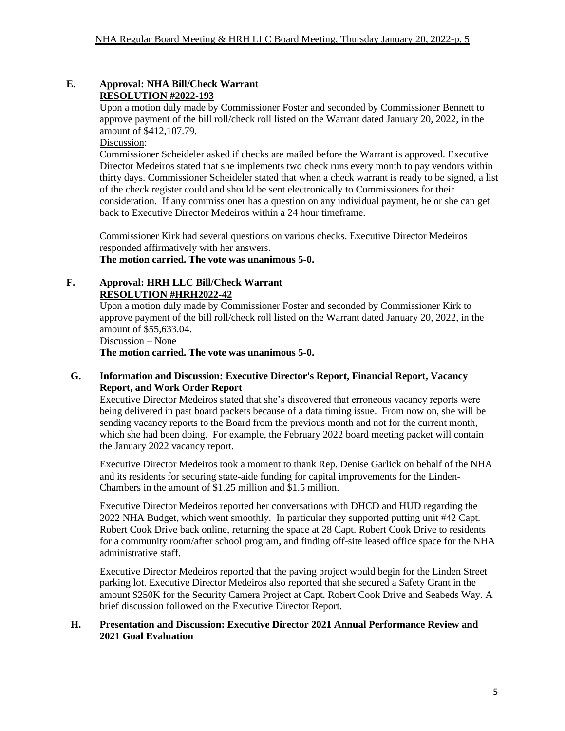## E. Approval: NHA Bill/Check Warrant

**RESOLUTION #2022-193**

Upon a motion duly made by Commissioner Foster and seconded by Commissioner Bennett to approve payment of the bill roll/check roll listed on the Warrant dated January 20, 2022, in the amount of $412,107.79.

Discussion:

Commissioner Scheideler asked if checks are mailed before the Warrant is approved. Executive Director Medeiros stated that she implements two check runs every month to pay vendors within thirty days. Commissioner Scheideler stated that when a check warrant is ready to be signed, a list of the check register could and should be sent electronically to Commissioners for their consideration. If any commissioner has a question on any individual payment, he or she can get back to Executive Director Medeiros within a 24 hour timeframe.

Commissioner Kirk had several questions on various checks. Executive Director Medeiros responded affirmatively with her answers.

**The motion carried. The vote was unanimous 5-0.**

## F. Approval: HRH LLC Bill/Check Warrant

**RESOLUTION #HRH2022-42**

Upon a motion duly made by Commissioner Foster and seconded by Commissioner Kirk to approve payment of the bill roll/check roll listed on the Warrant dated January 20, 2022, in the amount of $55,633.04.

Discussion – None

**The motion carried. The vote was unanimous 5-0.**

## G. Information and Discussion: Executive Director's Report, Financial Report, Vacancy Report, and Work Order Report

Executive Director Medeiros stated that she's discovered that erroneous vacancy reports were being delivered in past board packets because of a data timing issue. From now on, she will be sending vacancy reports to the Board from the previous month and not for the current month, which she had been doing. For example, the February 2022 board meeting packet will contain the January 2022 vacancy report.

Executive Director Medeiros took a moment to thank Rep. Denise Garlick on behalf of the NHA and its residents for securing state-aide funding for capital improvements for the Linden-Chambers in the amount of $1.25 million and $1.5 million.

Executive Director Medeiros reported her conversations with DHCD and HUD regarding the 2022 NHA Budget, which went smoothly. In particular they supported putting unit #42 Capt. Robert Cook Drive back online, returning the space at 28 Capt. Robert Cook Drive to residents for a community room/after school program, and finding off-site leased office space for the NHA administrative staff.

Executive Director Medeiros reported that the paving project would begin for the Linden Street parking lot. Executive Director Medeiros also reported that she secured a Safety Grant in the amount $250K for the Security Camera Project at Capt. Robert Cook Drive and Seabeds Way. A brief discussion followed on the Executive Director Report.

## H. Presentation and Discussion: Executive Director 2021 Annual Performance Review and 2021 Goal Evaluation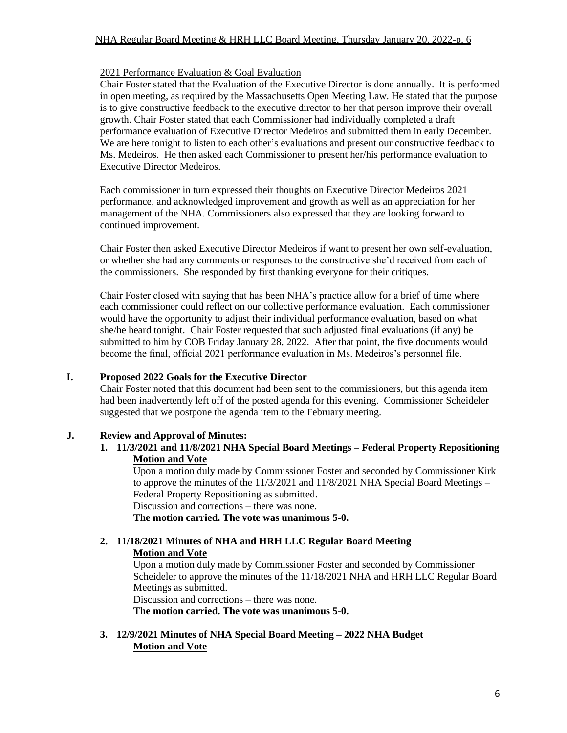2021 Performance Evaluation & Goal Evaluation

Chair Foster stated that the Evaluation of the Executive Director is done annually. It is performed in open meeting, as required by the Massachusetts Open Meeting Law. He stated that the purpose is to give constructive feedback to the executive director to her that person improve their overall growth. Chair Foster stated that each Commissioner had individually completed a draft performance evaluation of Executive Director Medeiros and submitted them in early December. We are here tonight to listen to each other's evaluations and present our constructive feedback to Ms. Medeiros. He then asked each Commissioner to present her/his performance evaluation to Executive Director Medeiros.

Each commissioner in turn expressed their thoughts on Executive Director Medeiros 2021 performance, and acknowledged improvement and growth as well as an appreciation for her management of the NHA. Commissioners also expressed that they are looking forward to continued improvement.

Chair Foster then asked Executive Director Medeiros if want to present her own self-evaluation, or whether she had any comments or responses to the constructive she'd received from each of the commissioners. She responded by first thanking everyone for their critiques.

Chair Foster closed with saying that has been NHA's practice allow for a brief of time where each commissioner could reflect on our collective performance evaluation. Each commissioner would have the opportunity to adjust their individual performance evaluation, based on what she/he heard tonight. Chair Foster requested that such adjusted final evaluations (if any) be submitted to him by COB Friday January 28, 2022. After that point, the five documents would become the final, official 2021 performance evaluation in Ms. Medeiros's personnel file.

**I. Proposed 2022 Goals for the Executive Director**

Chair Foster noted that this document had been sent to the commissioners, but this agenda item had been inadvertently left off of the posted agenda for this evening. Commissioner Scheideler suggested that we postpone the agenda item to the February meeting.

**J. Review and Approval of Minutes:**

**1. 11/3/2021 and 11/8/2021 NHA Special Board Meetings – Federal Property Repositioning**

**Motion and Vote**

Upon a motion duly made by Commissioner Foster and seconded by Commissioner Kirk to approve the minutes of the 11/3/2021 and 11/8/2021 NHA Special Board Meetings – Federal Property Repositioning as submitted.

Discussion and corrections – there was none.

**The motion carried. The vote was unanimous 5-0.**

**2. 11/18/2021 Minutes of NHA and HRH LLC Regular Board Meeting**

**Motion and Vote**

Upon a motion duly made by Commissioner Foster and seconded by Commissioner Scheideler to approve the minutes of the 11/18/2021 NHA and HRH LLC Regular Board Meetings as submitted.

Discussion and corrections – there was none.

**The motion carried. The vote was unanimous 5-0.**

**3. 12/9/2021 Minutes of NHA Special Board Meeting – 2022 NHA Budget**

**Motion and Vote**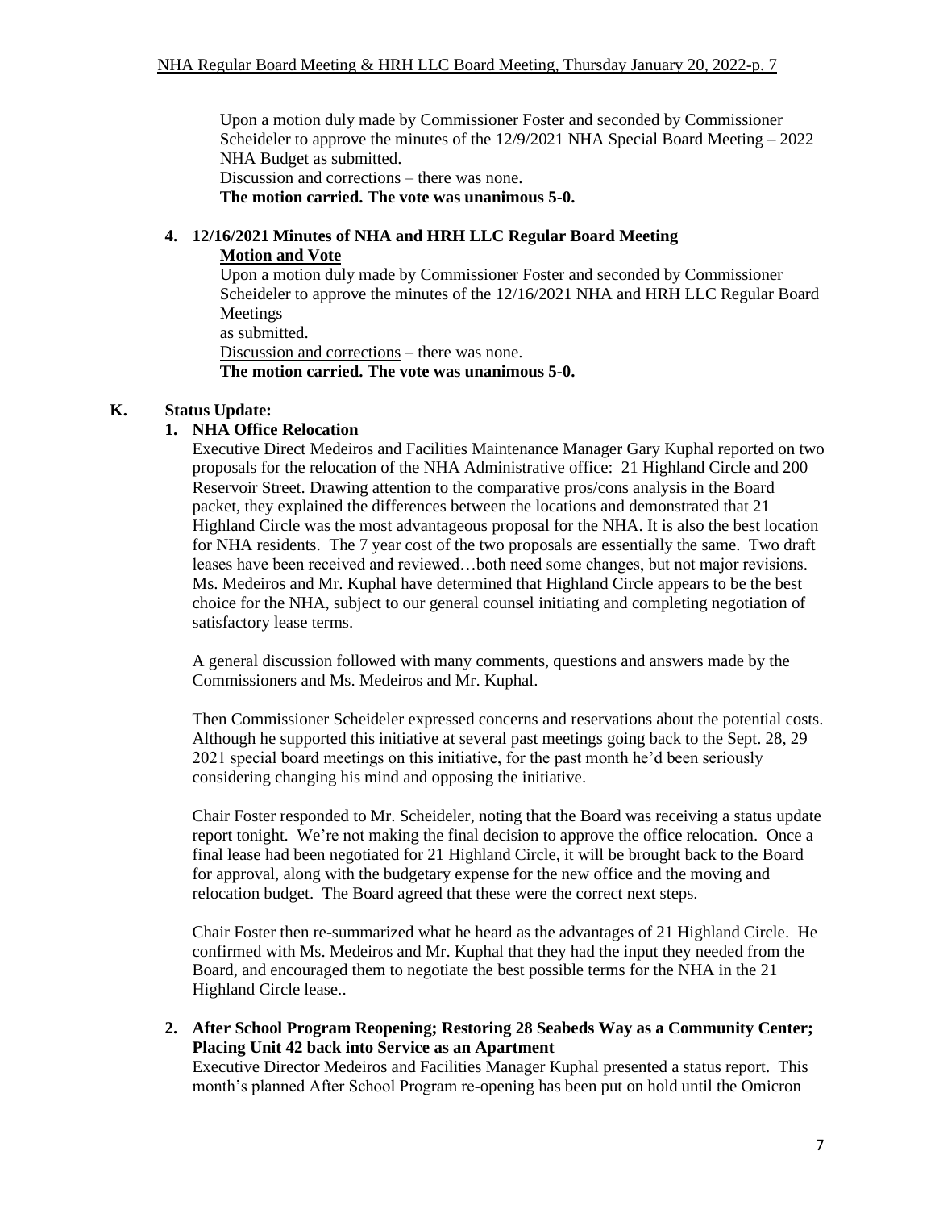Upon a motion duly made by Commissioner Foster and seconded by Commissioner Scheideler to approve the minutes of the 12/9/2021 NHA Special Board Meeting – 2022 NHA Budget as submitted.
Discussion and corrections – there was none.
**The motion carried. The vote was unanimous 5-0.**

**4. 12/16/2021 Minutes of NHA and HRH LLC Regular Board Meeting**
**Motion and Vote**
Upon a motion duly made by Commissioner Foster and seconded by Commissioner Scheideler to approve the minutes of the 12/16/2021 NHA and HRH LLC Regular Board Meetings
as submitted.
Discussion and corrections – there was none.
**The motion carried. The vote was unanimous 5-0.**

## K. Status Update:

### 1. NHA Office Relocation

Executive Direct Medeiros and Facilities Maintenance Manager Gary Kuphal reported on two proposals for the relocation of the NHA Administrative office: 21 Highland Circle and 200 Reservoir Street. Drawing attention to the comparative pros/cons analysis in the Board packet, they explained the differences between the locations and demonstrated that 21 Highland Circle was the most advantageous proposal for the NHA. It is also the best location for NHA residents. The 7 year cost of the two proposals are essentially the same. Two draft leases have been received and reviewed…both need some changes, but not major revisions. Ms. Medeiros and Mr. Kuphal have determined that Highland Circle appears to be the best choice for the NHA, subject to our general counsel initiating and completing negotiation of satisfactory lease terms.

A general discussion followed with many comments, questions and answers made by the Commissioners and Ms. Medeiros and Mr. Kuphal.

Then Commissioner Scheideler expressed concerns and reservations about the potential costs. Although he supported this initiative at several past meetings going back to the Sept. 28, 29 2021 special board meetings on this initiative, for the past month he'd been seriously considering changing his mind and opposing the initiative.

Chair Foster responded to Mr. Scheideler, noting that the Board was receiving a status update report tonight. We're not making the final decision to approve the office relocation. Once a final lease had been negotiated for 21 Highland Circle, it will be brought back to the Board for approval, along with the budgetary expense for the new office and the moving and relocation budget. The Board agreed that these were the correct next steps.

Chair Foster then re-summarized what he heard as the advantages of 21 Highland Circle. He confirmed with Ms. Medeiros and Mr. Kuphal that they had the input they needed from the Board, and encouraged them to negotiate the best possible terms for the NHA in the 21 Highland Circle lease..

### 2. After School Program Reopening; Restoring 28 Seabeds Way as a Community Center; Placing Unit 42 back into Service as an Apartment

Executive Director Medeiros and Facilities Manager Kuphal presented a status report. This month's planned After School Program re-opening has been put on hold until the Omicron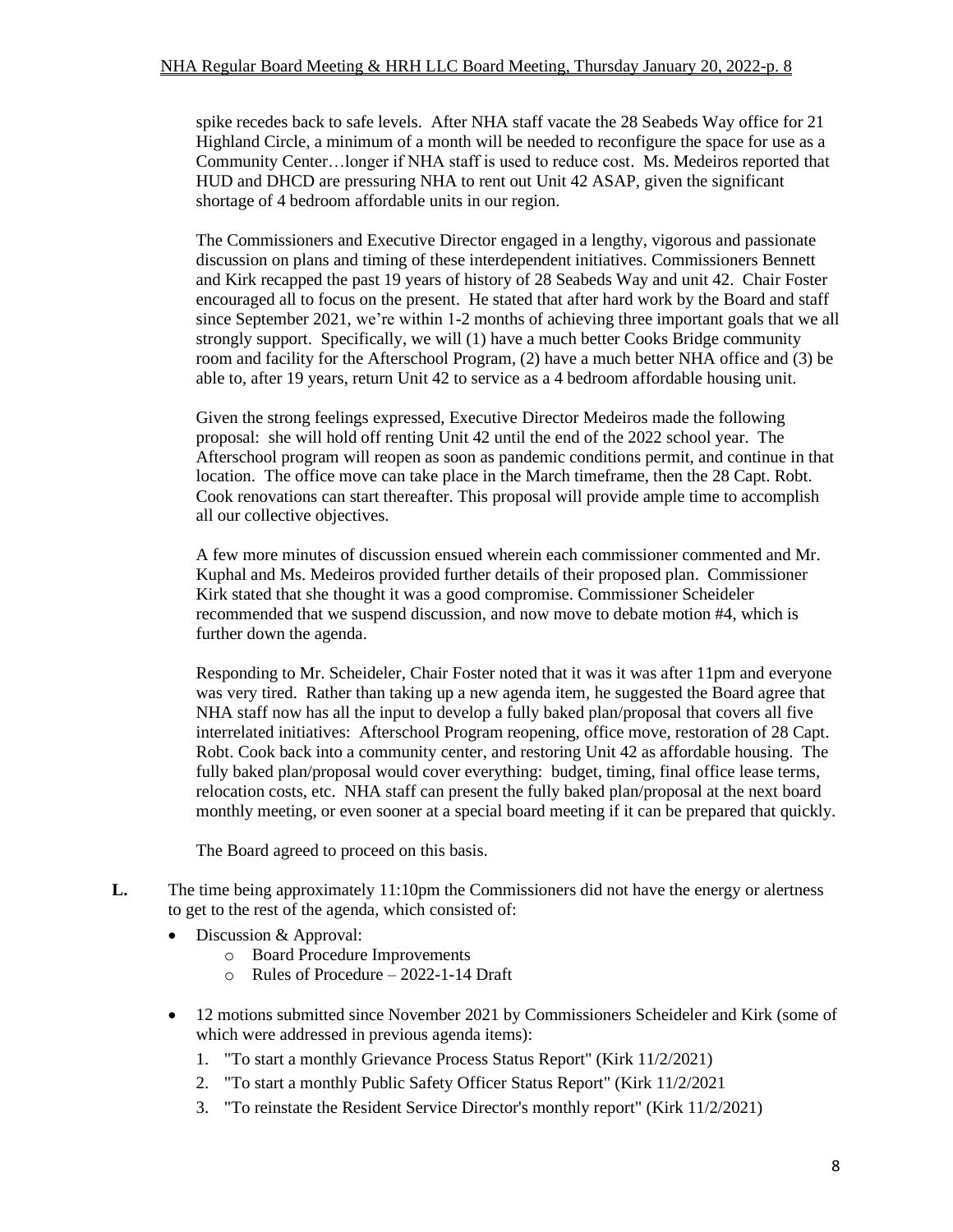spike recedes back to safe levels. After NHA staff vacate the 28 Seabeds Way office for 21 Highland Circle, a minimum of a month will be needed to reconfigure the space for use as a Community Center…longer if NHA staff is used to reduce cost. Ms. Medeiros reported that HUD and DHCD are pressuring NHA to rent out Unit 42 ASAP, given the significant shortage of 4 bedroom affordable units in our region.

The Commissioners and Executive Director engaged in a lengthy, vigorous and passionate discussion on plans and timing of these interdependent initiatives. Commissioners Bennett and Kirk recapped the past 19 years of history of 28 Seabeds Way and unit 42. Chair Foster encouraged all to focus on the present. He stated that after hard work by the Board and staff since September 2021, we're within 1-2 months of achieving three important goals that we all strongly support. Specifically, we will (1) have a much better Cooks Bridge community room and facility for the Afterschool Program, (2) have a much better NHA office and (3) be able to, after 19 years, return Unit 42 to service as a 4 bedroom affordable housing unit.

Given the strong feelings expressed, Executive Director Medeiros made the following proposal: she will hold off renting Unit 42 until the end of the 2022 school year. The Afterschool program will reopen as soon as pandemic conditions permit, and continue in that location. The office move can take place in the March timeframe, then the 28 Capt. Robt. Cook renovations can start thereafter. This proposal will provide ample time to accomplish all our collective objectives.

A few more minutes of discussion ensued wherein each commissioner commented and Mr. Kuphal and Ms. Medeiros provided further details of their proposed plan. Commissioner Kirk stated that she thought it was a good compromise. Commissioner Scheideler recommended that we suspend discussion, and now move to debate motion #4, which is further down the agenda.

Responding to Mr. Scheideler, Chair Foster noted that it was it was after 11pm and everyone was very tired. Rather than taking up a new agenda item, he suggested the Board agree that NHA staff now has all the input to develop a fully baked plan/proposal that covers all five interrelated initiatives: Afterschool Program reopening, office move, restoration of 28 Capt. Robt. Cook back into a community center, and restoring Unit 42 as affordable housing. The fully baked plan/proposal would cover everything: budget, timing, final office lease terms, relocation costs, etc. NHA staff can present the fully baked plan/proposal at the next board monthly meeting, or even sooner at a special board meeting if it can be prepared that quickly.

The Board agreed to proceed on this basis.

**L.** The time being approximately 11:10pm the Commissioners did not have the energy or alertness to get to the rest of the agenda, which consisted of:

- Discussion & Approval:
  - Board Procedure Improvements
  - Rules of Procedure – 2022-1-14 Draft

- 12 motions submitted since November 2021 by Commissioners Scheideler and Kirk (some of which were addressed in previous agenda items):
  1. "To start a monthly Grievance Process Status Report" (Kirk 11/2/2021)
  2. "To start a monthly Public Safety Officer Status Report" (Kirk 11/2/2021
  3. "To reinstate the Resident Service Director's monthly report" (Kirk 11/2/2021)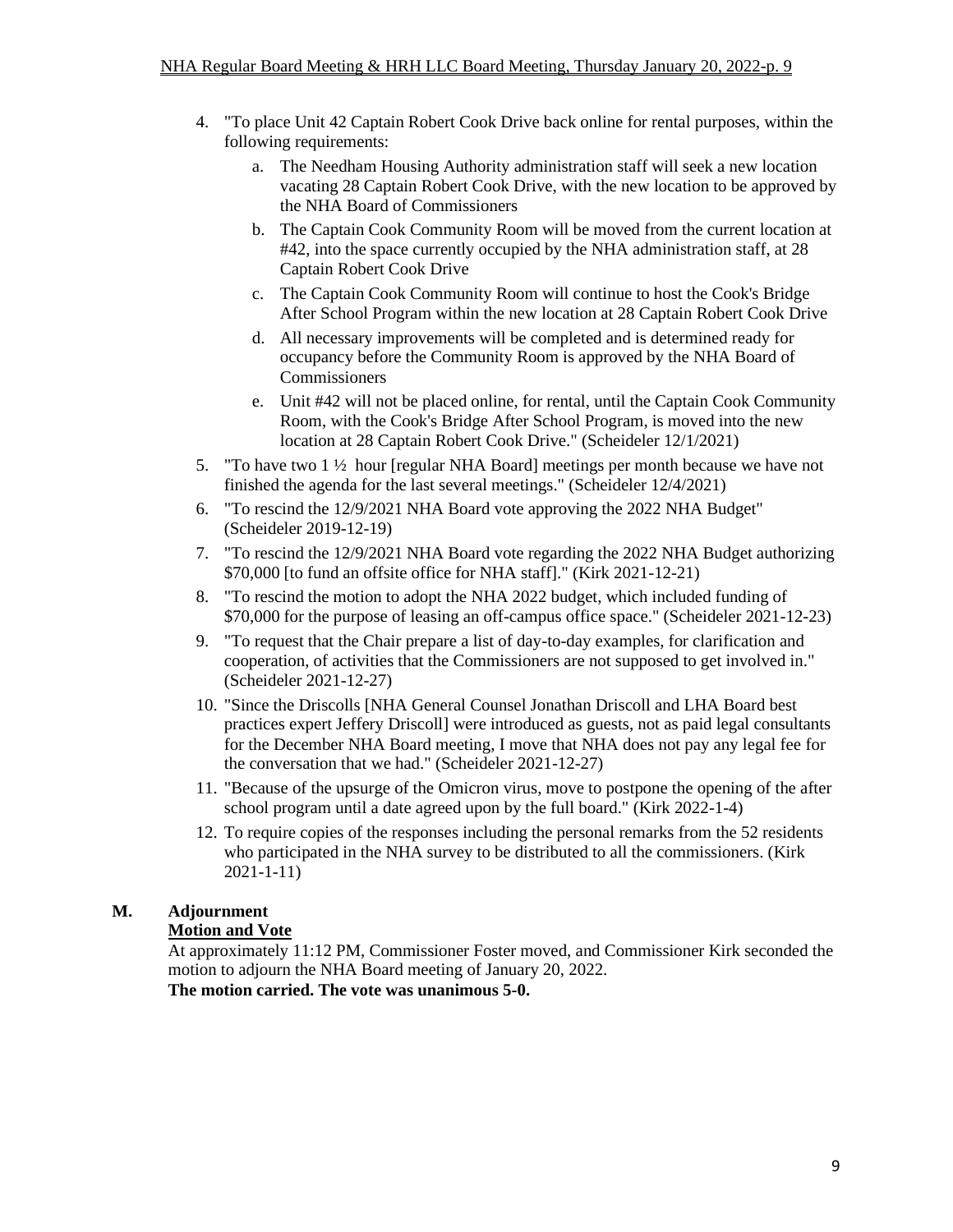4. "To place Unit 42 Captain Robert Cook Drive back online for rental purposes, within the following requirements:
   a. The Needham Housing Authority administration staff will seek a new location vacating 28 Captain Robert Cook Drive, with the new location to be approved by the NHA Board of Commissioners
   b. The Captain Cook Community Room will be moved from the current location at #42, into the space currently occupied by the NHA administration staff, at 28 Captain Robert Cook Drive
   c. The Captain Cook Community Room will continue to host the Cook's Bridge After School Program within the new location at 28 Captain Robert Cook Drive
   d. All necessary improvements will be completed and is determined ready for occupancy before the Community Room is approved by the NHA Board of Commissioners
   e. Unit #42 will not be placed online, for rental, until the Captain Cook Community Room, with the Cook's Bridge After School Program, is moved into the new location at 28 Captain Robert Cook Drive." (Scheideler 12/1/2021)
5. "To have two 1 ½ hour [regular NHA Board] meetings per month because we have not finished the agenda for the last several meetings." (Scheideler 12/4/2021)
6. "To rescind the 12/9/2021 NHA Board vote approving the 2022 NHA Budget" (Scheideler 2019-12-19)
7. "To rescind the 12/9/2021 NHA Board vote regarding the 2022 NHA Budget authorizing $70,000 [to fund an offsite office for NHA staff]." (Kirk 2021-12-21)
8. "To rescind the motion to adopt the NHA 2022 budget, which included funding of $70,000 for the purpose of leasing an off-campus office space." (Scheideler 2021-12-23)
9. "To request that the Chair prepare a list of day-to-day examples, for clarification and cooperation, of activities that the Commissioners are not supposed to get involved in." (Scheideler 2021-12-27)
10. "Since the Driscolls [NHA General Counsel Jonathan Driscoll and LHA Board best practices expert Jeffery Driscoll] were introduced as guests, not as paid legal consultants for the December NHA Board meeting, I move that NHA does not pay any legal fee for the conversation that we had." (Scheideler 2021-12-27)
11. "Because of the upsurge of the Omicron virus, move to postpone the opening of the after school program until a date agreed upon by the full board." (Kirk 2022-1-4)
12. To require copies of the responses including the personal remarks from the 52 residents who participated in the NHA survey to be distributed to all the commissioners. (Kirk 2021-1-11)

## M. Adjournment

**Motion and Vote**

At approximately 11:12 PM, Commissioner Foster moved, and Commissioner Kirk seconded the motion to adjourn the NHA Board meeting of January 20, 2022.

**The motion carried. The vote was unanimous 5-0.**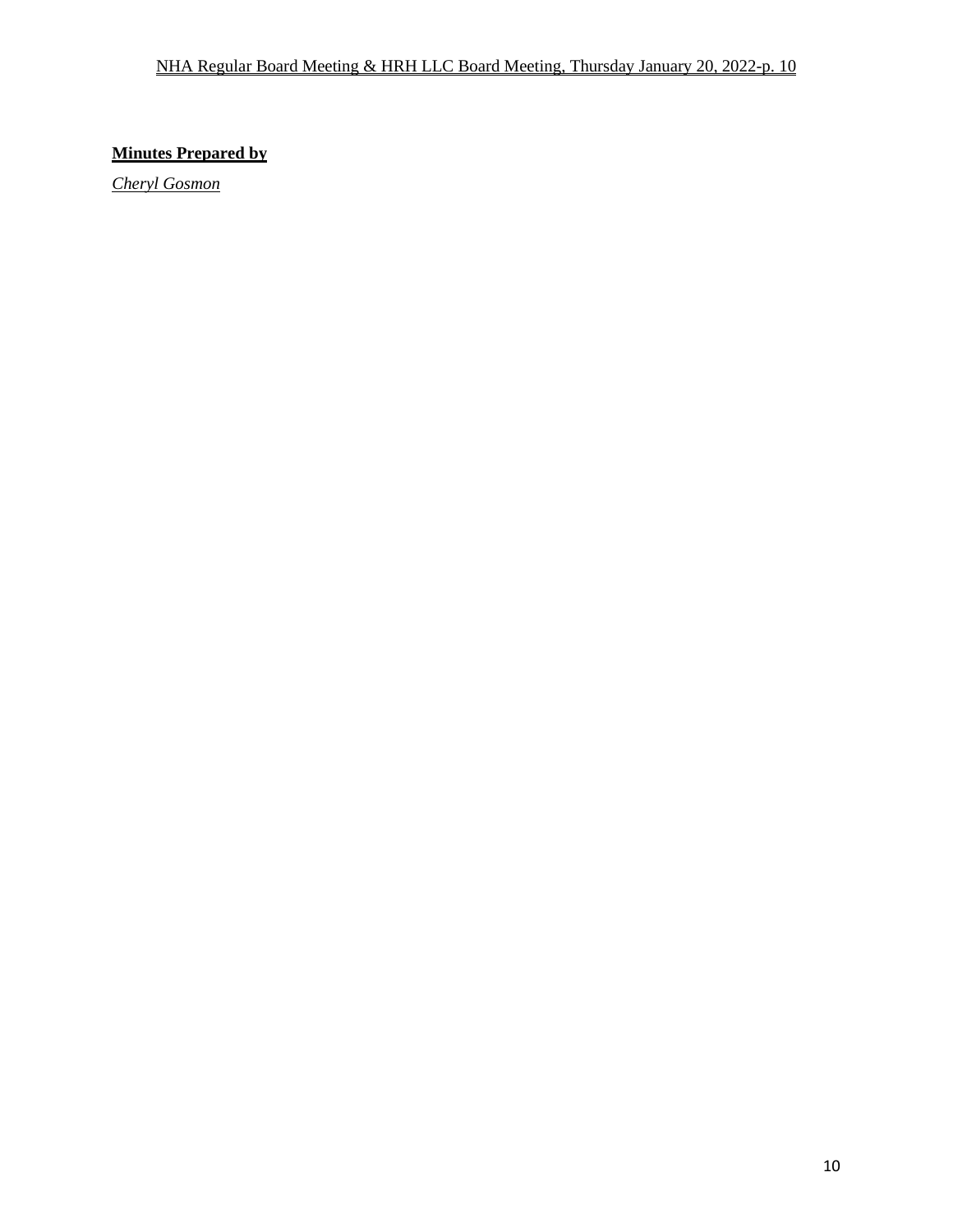**Minutes Prepared by**

*Cheryl Gosmon*